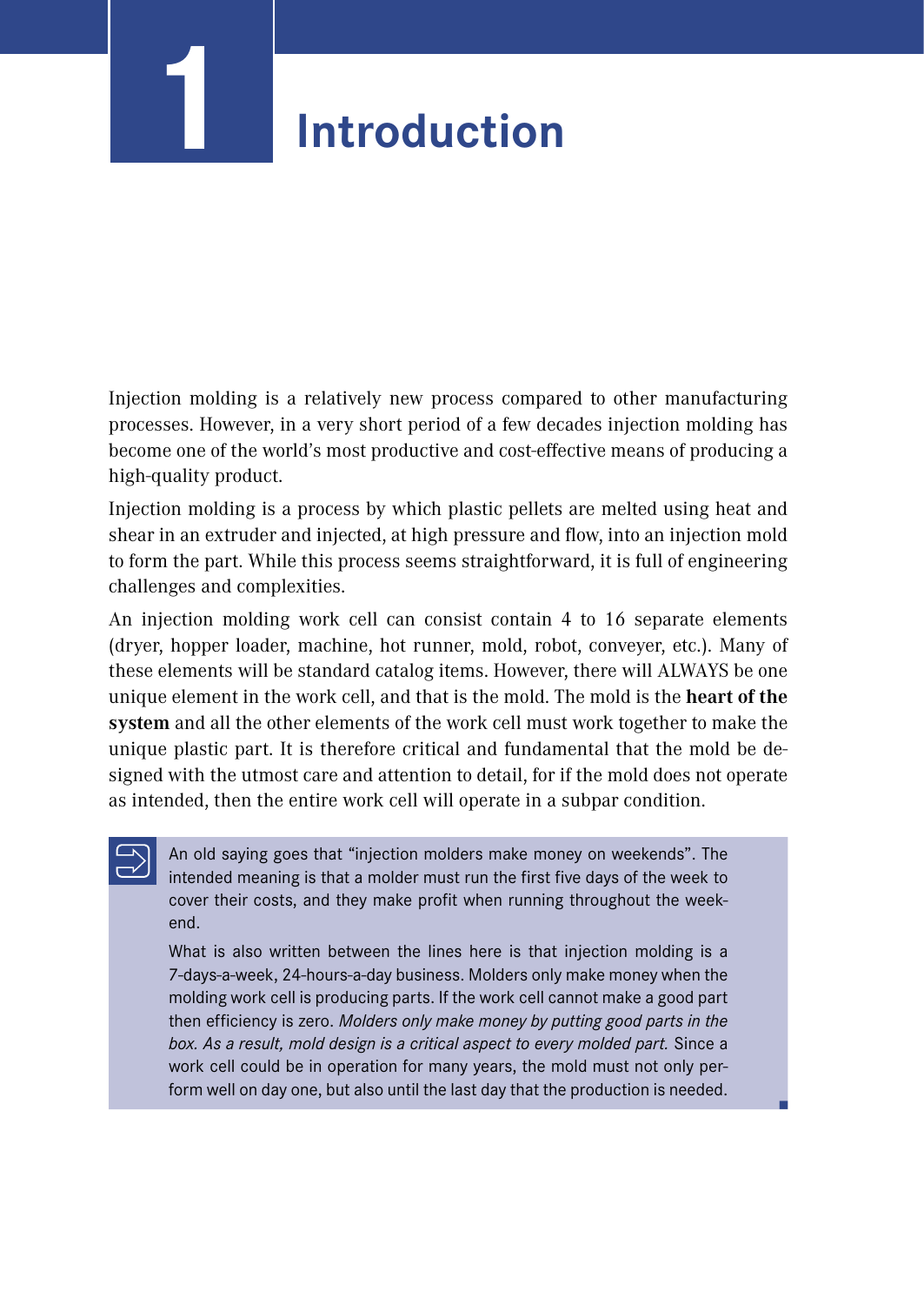# 1 Introduction

Injection molding is a relatively new process compared to other manufacturing processes. However, in a very short period of a few decades injection molding has become one of the world's most productive and cost-effective means of producing a high-quality product.

Injection molding is a process by which plastic pellets are melted using heat and shear in an extruder and injected, at high pressure and flow, into an injection mold to form the part. While this process seems straightforward, it is full of engineering challenges and complexities.

An injection molding work cell can consist contain 4 to 16 separate elements (dryer, hopper loader, machine, hot runner, mold, robot, conveyer, etc.). Many of these elements will be standard catalog items. However, there will ALWAYS be one unique element in the work cell, and that is the mold. The mold is the **heart of the system** and all the other elements of the work cell must work together to make the unique plastic part. It is therefore critical and fundamental that the mold be designed with the utmost care and attention to detail, for if the mold does not operate as intended, then the entire work cell will operate in a subpar condition.

> An old saying goes that "injection molders make money on weekends". The intended meaning is that a molder must run the first five days of the week to cover their costs, and they make profit when running throughout the weekend.
>
> What is also written between the lines here is that injection molding is a 7-days-a-week, 24-hours-a-day business. Molders only make money when the molding work cell is producing parts. If the work cell cannot make a good part then efficiency is zero. *Molders only make money by putting good parts in the box. As a result, mold design is a critical aspect to every molded part.* Since a work cell could be in operation for many years, the mold must not only perform well on day one, but also until the last day that the production is needed.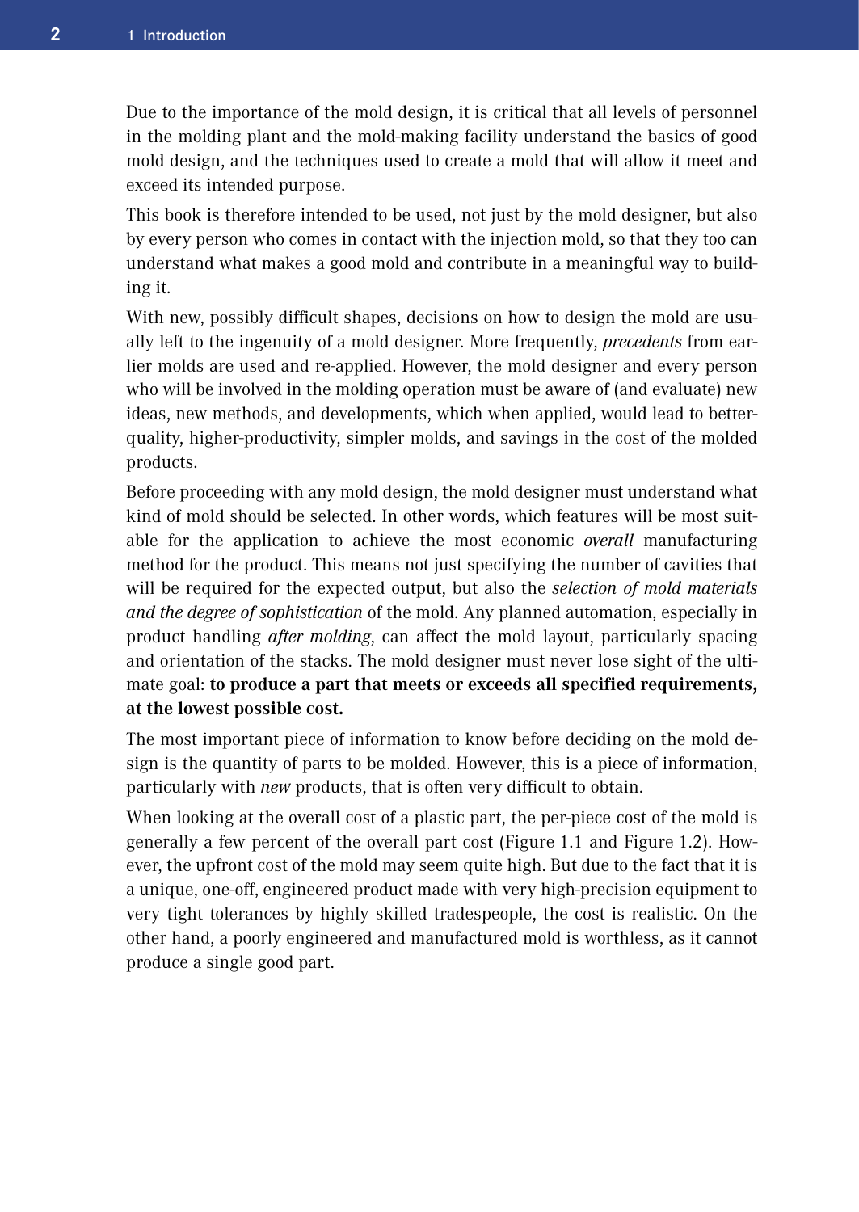Due to the importance of the mold design, it is critical that all levels of personnel in the molding plant and the mold-making facility understand the basics of good mold design, and the techniques used to create a mold that will allow it meet and exceed its intended purpose.

This book is therefore intended to be used, not just by the mold designer, but also by every person who comes in contact with the injection mold, so that they too can understand what makes a good mold and contribute in a meaningful way to building it.

With new, possibly difficult shapes, decisions on how to design the mold are usually left to the ingenuity of a mold designer. More frequently, *precedents* from earlier molds are used and re-applied. However, the mold designer and every person who will be involved in the molding operation must be aware of (and evaluate) new ideas, new methods, and developments, which when applied, would lead to better-quality, higher-productivity, simpler molds, and savings in the cost of the molded products.

Before proceeding with any mold design, the mold designer must understand what kind of mold should be selected. In other words, which features will be most suitable for the application to achieve the most economic *overall* manufacturing method for the product. This means not just specifying the number of cavities that will be required for the expected output, but also the *selection of mold materials and the degree of sophistication* of the mold. Any planned automation, especially in product handling *after molding*, can affect the mold layout, particularly spacing and orientation of the stacks. The mold designer must never lose sight of the ultimate goal: **to produce a part that meets or exceeds all specified requirements, at the lowest possible cost.**

The most important piece of information to know before deciding on the mold design is the quantity of parts to be molded. However, this is a piece of information, particularly with *new* products, that is often very difficult to obtain.

When looking at the overall cost of a plastic part, the per-piece cost of the mold is generally a few percent of the overall part cost (Figure 1.1 and Figure 1.2). However, the upfront cost of the mold may seem quite high. But due to the fact that it is a unique, one-off, engineered product made with very high-precision equipment to very tight tolerances by highly skilled tradespeople, the cost is realistic. On the other hand, a poorly engineered and manufactured mold is worthless, as it cannot produce a single good part.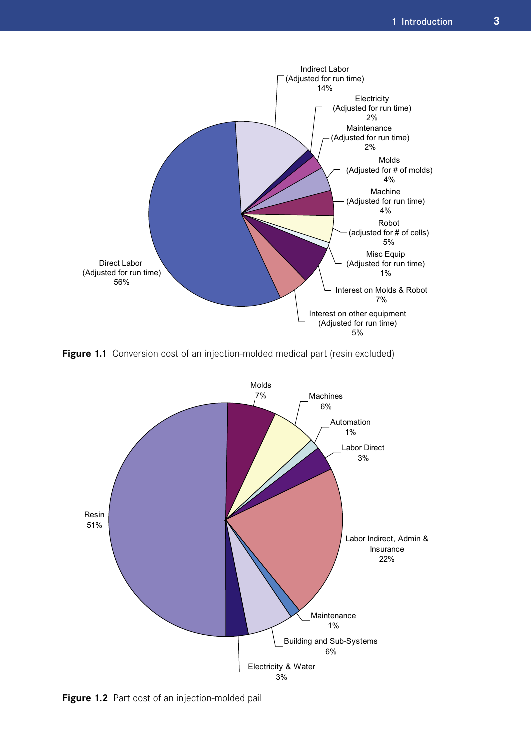**Figure 1.1** Conversion cost of an injection-molded medical part (resin excluded)

**Figure 1.2** Part cost of an injection-molded pail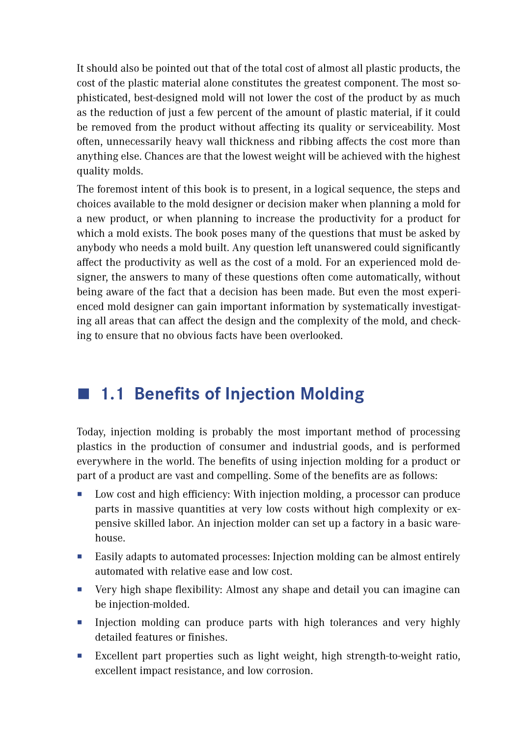It should also be pointed out that of the total cost of almost all plastic products, the cost of the plastic material alone constitutes the greatest component. The most sophisticated, best-designed mold will not lower the cost of the product by as much as the reduction of just a few percent of the amount of plastic material, if it could be removed from the product without affecting its quality or serviceability. Most often, unnecessarily heavy wall thickness and ribbing affects the cost more than anything else. Chances are that the lowest weight will be achieved with the highest quality molds.

The foremost intent of this book is to present, in a logical sequence, the steps and choices available to the mold designer or decision maker when planning a mold for a new product, or when planning to increase the productivity for a product for which a mold exists. The book poses many of the questions that must be asked by anybody who needs a mold built. Any question left unanswered could significantly affect the productivity as well as the cost of a mold. For an experienced mold designer, the answers to many of these questions often come automatically, without being aware of the fact that a decision has been made. But even the most experienced mold designer can gain important information by systematically investigating all areas that can affect the design and the complexity of the mold, and checking to ensure that no obvious facts have been overlooked.

## 1.1 Benefits of Injection Molding

Today, injection molding is probably the most important method of processing plastics in the production of consumer and industrial goods, and is performed everywhere in the world. The benefits of using injection molding for a product or part of a product are vast and compelling. Some of the benefits are as follows:

- Low cost and high efficiency: With injection molding, a processor can produce parts in massive quantities at very low costs without high complexity or expensive skilled labor. An injection molder can set up a factory in a basic warehouse.
- Easily adapts to automated processes: Injection molding can be almost entirely automated with relative ease and low cost.
- Very high shape flexibility: Almost any shape and detail you can imagine can be injection-molded.
- Injection molding can produce parts with high tolerances and very highly detailed features or finishes.
- Excellent part properties such as light weight, high strength-to-weight ratio, excellent impact resistance, and low corrosion.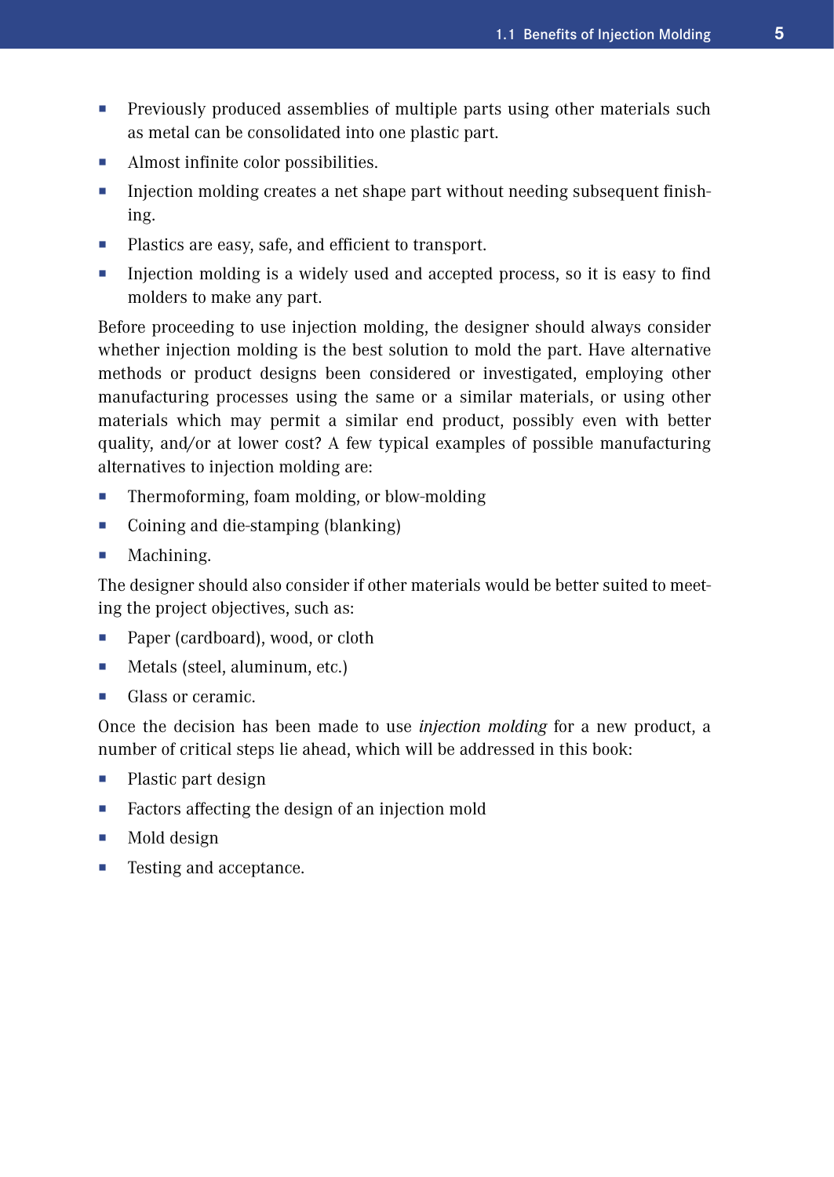- Previously produced assemblies of multiple parts using other materials such as metal can be consolidated into one plastic part.
- Almost infinite color possibilities.
- Injection molding creates a net shape part without needing subsequent finishing.
- Plastics are easy, safe, and efficient to transport.
- Injection molding is a widely used and accepted process, so it is easy to find molders to make any part.

Before proceeding to use injection molding, the designer should always consider whether injection molding is the best solution to mold the part. Have alternative methods or product designs been considered or investigated, employing other manufacturing processes using the same or a similar materials, or using other materials which may permit a similar end product, possibly even with better quality, and/or at lower cost? A few typical examples of possible manufacturing alternatives to injection molding are:

- Thermoforming, foam molding, or blow-molding
- Coining and die-stamping (blanking)
- Machining.

The designer should also consider if other materials would be better suited to meeting the project objectives, such as:

- Paper (cardboard), wood, or cloth
- Metals (steel, aluminum, etc.)
- Glass or ceramic.

Once the decision has been made to use *injection molding* for a new product, a number of critical steps lie ahead, which will be addressed in this book:

- Plastic part design
- Factors affecting the design of an injection mold
- Mold design
- Testing and acceptance.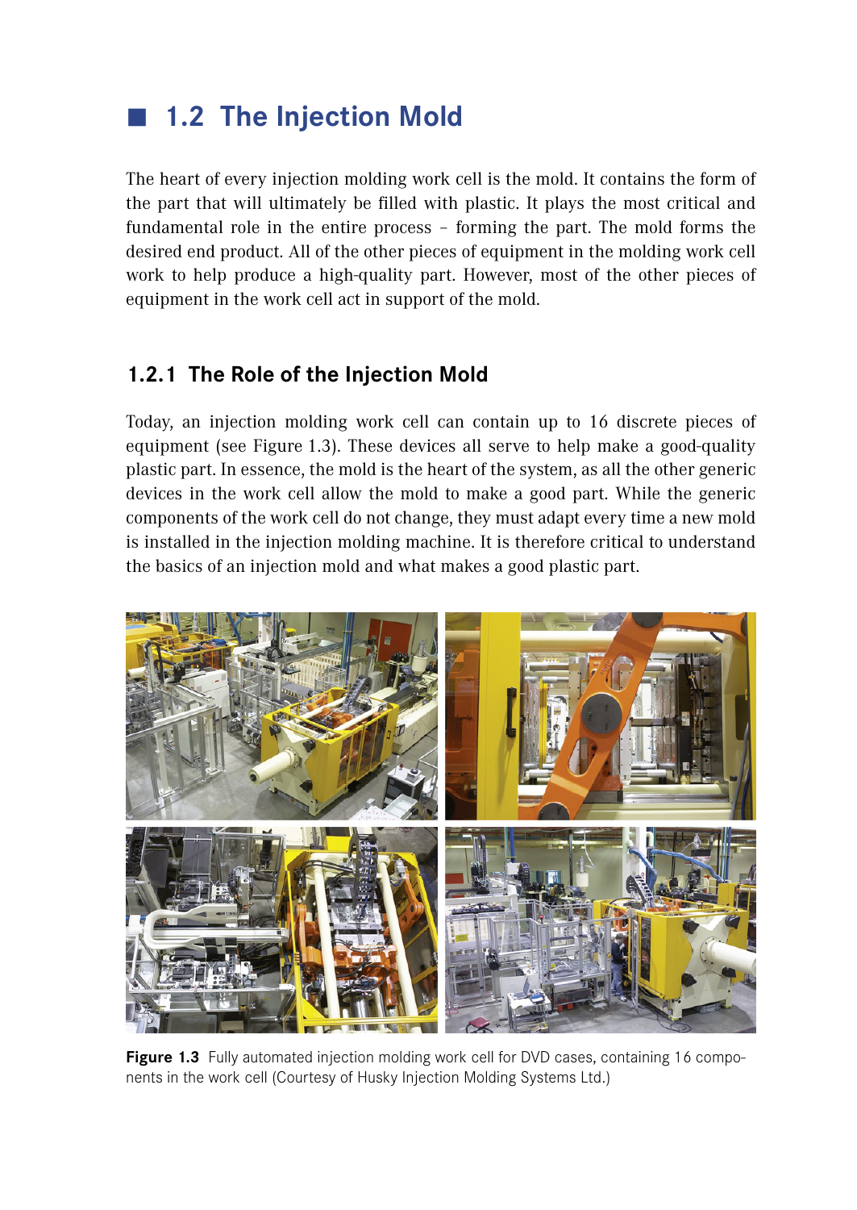## 1.2 The Injection Mold

The heart of every injection molding work cell is the mold. It contains the form of the part that will ultimately be filled with plastic. It plays the most critical and fundamental role in the entire process – forming the part. The mold forms the desired end product. All of the other pieces of equipment in the molding work cell work to help produce a high-quality part. However, most of the other pieces of equipment in the work cell act in support of the mold.

### 1.2.1 The Role of the Injection Mold

Today, an injection molding work cell can contain up to 16 discrete pieces of equipment (see Figure 1.3). These devices all serve to help make a good-quality plastic part. In essence, the mold is the heart of the system, as all the other generic devices in the work cell allow the mold to make a good part. While the generic components of the work cell do not change, they must adapt every time a new mold is installed in the injection molding machine. It is therefore critical to understand the basics of an injection mold and what makes a good plastic part.

**Figure 1.3** Fully automated injection molding work cell for DVD cases, containing 16 components in the work cell (Courtesy of Husky Injection Molding Systems Ltd.)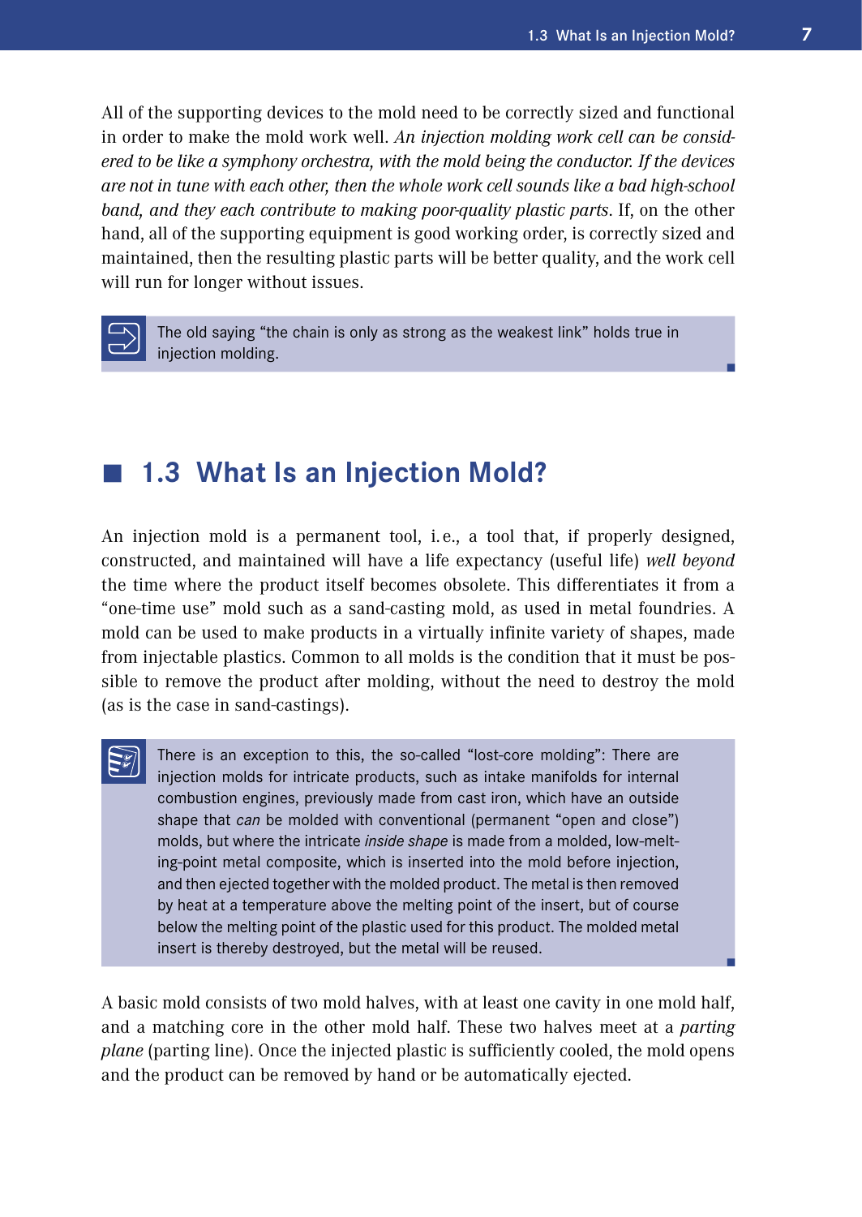All of the supporting devices to the mold need to be correctly sized and functional in order to make the mold work well. *An injection molding work cell can be considered to be like a symphony orchestra, with the mold being the conductor. If the devices are not in tune with each other, then the whole work cell sounds like a bad high-school band, and they each contribute to making poor-quality plastic parts*. If, on the other hand, all of the supporting equipment is good working order, is correctly sized and maintained, then the resulting plastic parts will be better quality, and the work cell will run for longer without issues.

> The old saying “the chain is only as strong as the weakest link” holds true in injection molding.

## 1.3 What Is an Injection Mold?

An injection mold is a permanent tool, i.e., a tool that, if properly designed, constructed, and maintained will have a life expectancy (useful life) *well beyond* the time where the product itself becomes obsolete. This differentiates it from a “one-time use” mold such as a sand-casting mold, as used in metal foundries. A mold can be used to make products in a virtually infinite variety of shapes, made from injectable plastics. Common to all molds is the condition that it must be possible to remove the product after molding, without the need to destroy the mold (as is the case in sand-castings).

> There is an exception to this, the so-called “lost-core molding”: There are injection molds for intricate products, such as intake manifolds for internal combustion engines, previously made from cast iron, which have an outside shape that *can* be molded with conventional (permanent “open and close”) molds, but where the intricate *inside shape* is made from a molded, low-melting-point metal composite, which is inserted into the mold before injection, and then ejected together with the molded product. The metal is then removed by heat at a temperature above the melting point of the insert, but of course below the melting point of the plastic used for this product. The molded metal insert is thereby destroyed, but the metal will be reused.

A basic mold consists of two mold halves, with at least one cavity in one mold half, and a matching core in the other mold half. These two halves meet at a *parting plane* (parting line). Once the injected plastic is sufficiently cooled, the mold opens and the product can be removed by hand or be automatically ejected.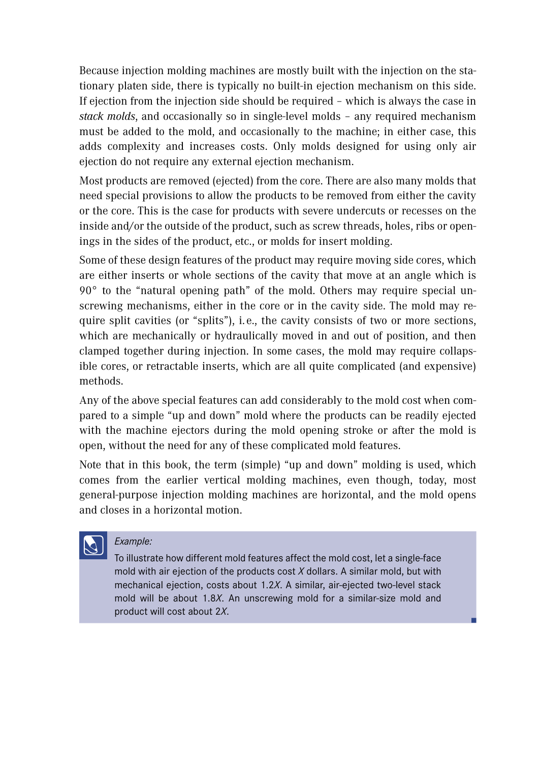Because injection molding machines are mostly built with the injection on the stationary platen side, there is typically no built-in ejection mechanism on this side. If ejection from the injection side should be required – which is always the case in *stack molds*, and occasionally so in single-level molds – any required mechanism must be added to the mold, and occasionally to the machine; in either case, this adds complexity and increases costs. Only molds designed for using only air ejection do not require any external ejection mechanism.

Most products are removed (ejected) from the core. There are also many molds that need special provisions to allow the products to be removed from either the cavity or the core. This is the case for products with severe undercuts or recesses on the inside and/or the outside of the product, such as screw threads, holes, ribs or openings in the sides of the product, etc., or molds for insert molding.

Some of these design features of the product may require moving side cores, which are either inserts or whole sections of the cavity that move at an angle which is 90° to the "natural opening path" of the mold. Others may require special unscrewing mechanisms, either in the core or in the cavity side. The mold may require split cavities (or "splits"), i. e., the cavity consists of two or more sections, which are mechanically or hydraulically moved in and out of position, and then clamped together during injection. In some cases, the mold may require collapsible cores, or retractable inserts, which are all quite complicated (and expensive) methods.

Any of the above special features can add considerably to the mold cost when compared to a simple "up and down" mold where the products can be readily ejected with the machine ejectors during the mold opening stroke or after the mold is open, without the need for any of these complicated mold features.

Note that in this book, the term (simple) "up and down" molding is used, which comes from the earlier vertical molding machines, even though, today, most general-purpose injection molding machines are horizontal, and the mold opens and closes in a horizontal motion.

> *Example:*
>
> To illustrate how different mold features affect the mold cost, let a single-face mold with air ejection of the products cost $X$ dollars. A similar mold, but with mechanical ejection, costs about $1.2X$. A similar, air-ejected two-level stack mold will be about $1.8X$. An unscrewing mold for a similar-size mold and product will cost about $2X$.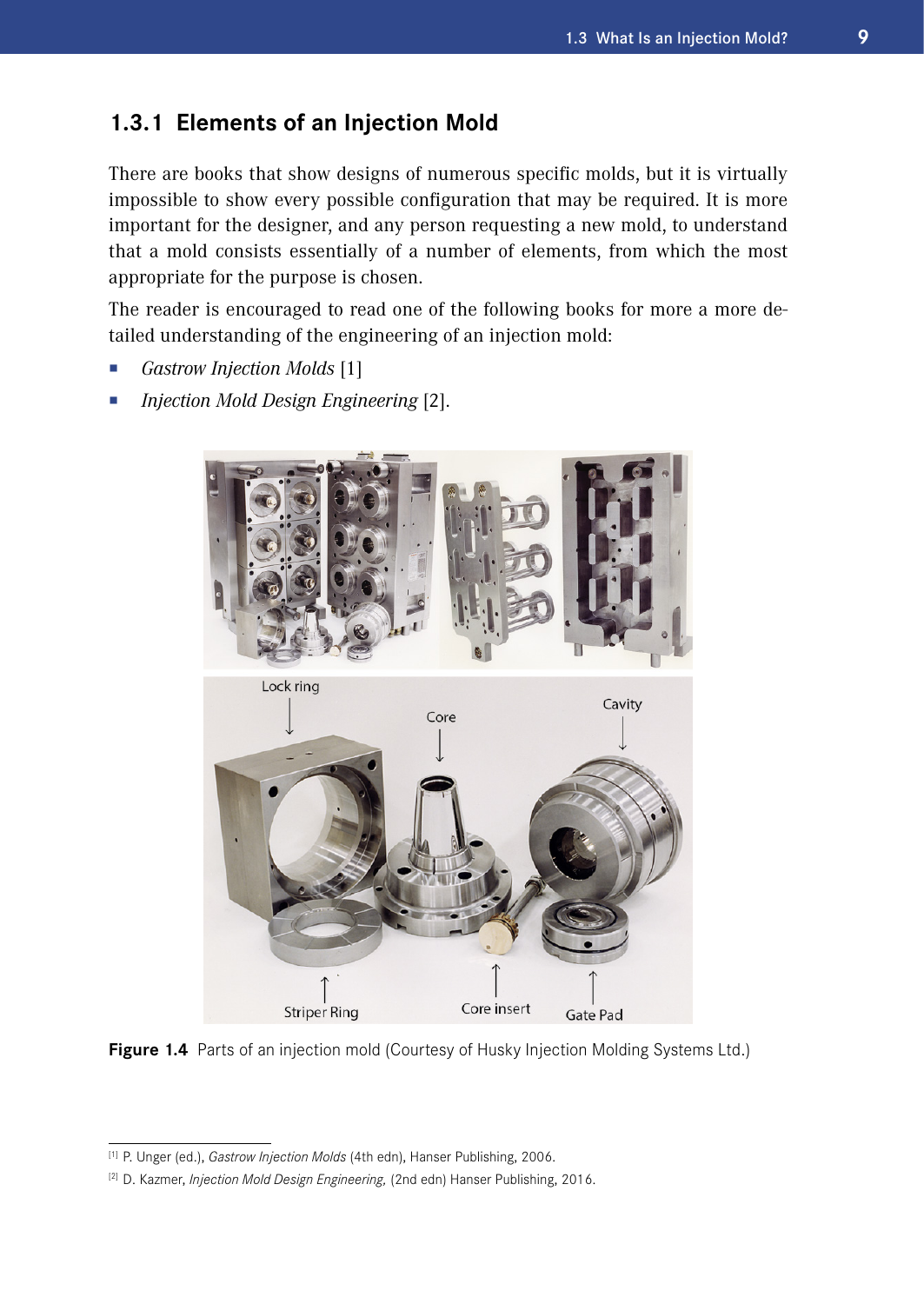### 1.3.1 Elements of an Injection Mold

There are books that show designs of numerous specific molds, but it is virtually impossible to show every possible configuration that may be required. It is more important for the designer, and any person requesting a new mold, to understand that a mold consists essentially of a number of elements, from which the most appropriate for the purpose is chosen.

The reader is encouraged to read one of the following books for more a more detailed understanding of the engineering of an injection mold:

- *Gastrow Injection Molds* [1]
- *Injection Mold Design Engineering* [2].

**Figure 1.4** Parts of an injection mold (Courtesy of Husky Injection Molding Systems Ltd.)

[1] P. Unger (ed.), *Gastrow Injection Molds* (4th edn), Hanser Publishing, 2006.

[2] D. Kazmer, *Injection Mold Design Engineering,* (2nd edn) Hanser Publishing, 2016.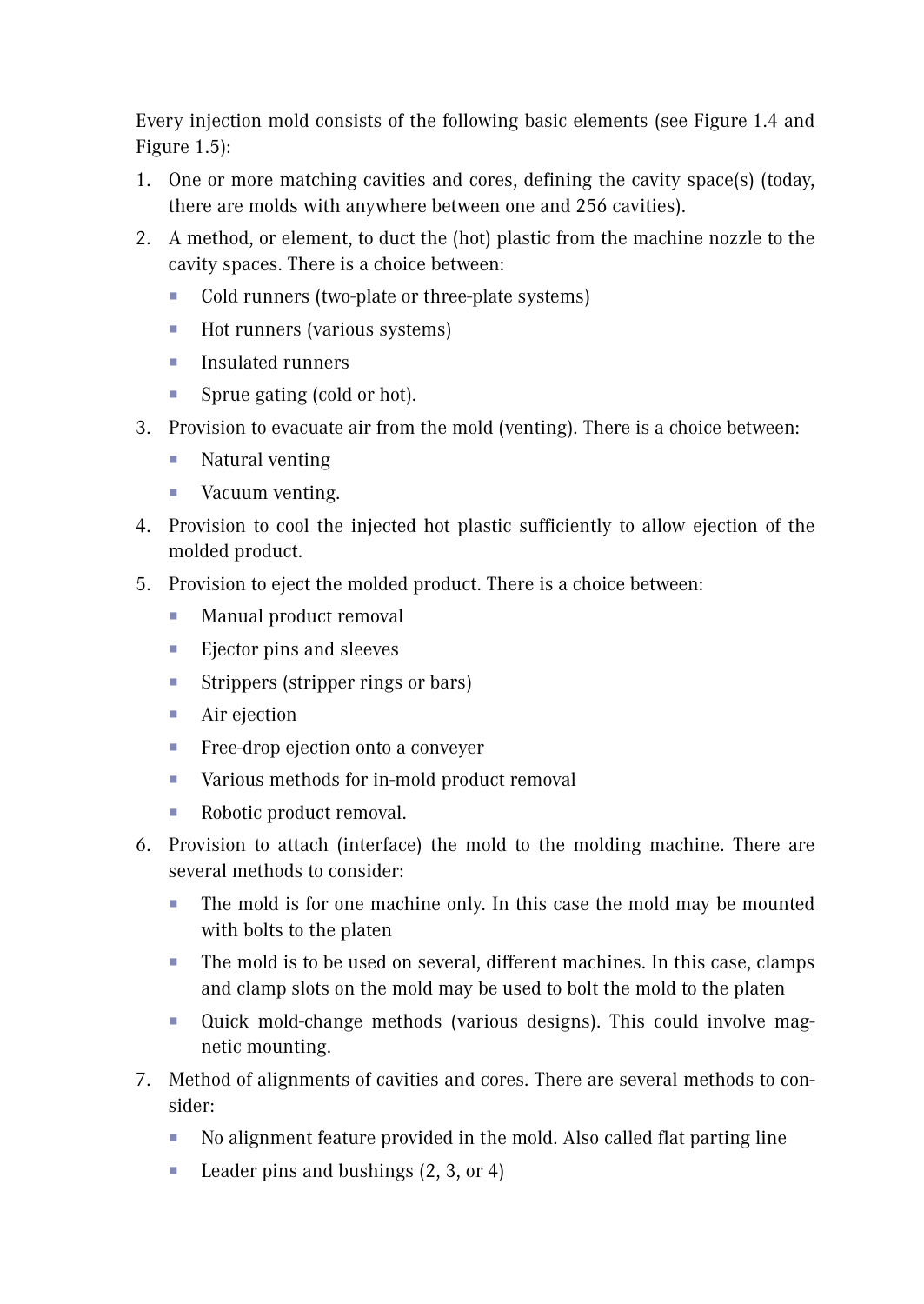Every injection mold consists of the following basic elements (see Figure 1.4 and Figure 1.5):

1. One or more matching cavities and cores, defining the cavity space(s) (today, there are molds with anywhere between one and 256 cavities).
2. A method, or element, to duct the (hot) plastic from the machine nozzle to the cavity spaces. There is a choice between:
   - Cold runners (two-plate or three-plate systems)
   - Hot runners (various systems)
   - Insulated runners
   - Sprue gating (cold or hot).
3. Provision to evacuate air from the mold (venting). There is a choice between:
   - Natural venting
   - Vacuum venting.
4. Provision to cool the injected hot plastic sufficiently to allow ejection of the molded product.
5. Provision to eject the molded product. There is a choice between:
   - Manual product removal
   - Ejector pins and sleeves
   - Strippers (stripper rings or bars)
   - Air ejection
   - Free-drop ejection onto a conveyer
   - Various methods for in-mold product removal
   - Robotic product removal.
6. Provision to attach (interface) the mold to the molding machine. There are several methods to consider:
   - The mold is for one machine only. In this case the mold may be mounted with bolts to the platen
   - The mold is to be used on several, different machines. In this case, clamps and clamp slots on the mold may be used to bolt the mold to the platen
   - Quick mold-change methods (various designs). This could involve magnetic mounting.
7. Method of alignments of cavities and cores. There are several methods to consider:
   - No alignment feature provided in the mold. Also called flat parting line
   - Leader pins and bushings (2, 3, or 4)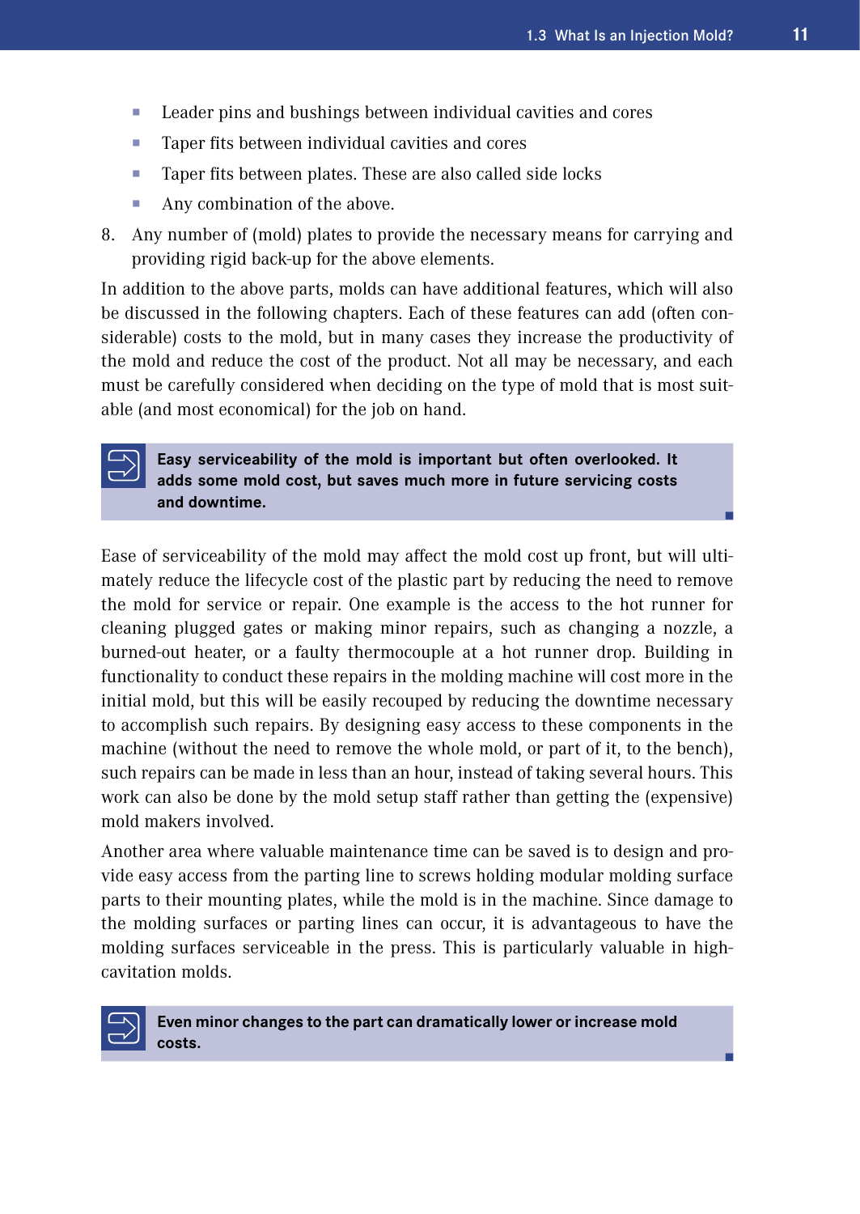- Leader pins and bushings between individual cavities and cores
- Taper fits between individual cavities and cores
- Taper fits between plates. These are also called side locks
- Any combination of the above.

8. Any number of (mold) plates to provide the necessary means for carrying and providing rigid back-up for the above elements.

In addition to the above parts, molds can have additional features, which will also be discussed in the following chapters. Each of these features can add (often considerable) costs to the mold, but in many cases they increase the productivity of the mold and reduce the cost of the product. Not all may be necessary, and each must be carefully considered when deciding on the type of mold that is most suitable (and most economical) for the job on hand.

> **Easy serviceability of the mold is important but often overlooked. It adds some mold cost, but saves much more in future servicing costs and downtime.**

Ease of serviceability of the mold may affect the mold cost up front, but will ultimately reduce the lifecycle cost of the plastic part by reducing the need to remove the mold for service or repair. One example is the access to the hot runner for cleaning plugged gates or making minor repairs, such as changing a nozzle, a burned-out heater, or a faulty thermocouple at a hot runner drop. Building in functionality to conduct these repairs in the molding machine will cost more in the initial mold, but this will be easily recouped by reducing the downtime necessary to accomplish such repairs. By designing easy access to these components in the machine (without the need to remove the whole mold, or part of it, to the bench), such repairs can be made in less than an hour, instead of taking several hours. This work can also be done by the mold setup staff rather than getting the (expensive) mold makers involved.

Another area where valuable maintenance time can be saved is to design and provide easy access from the parting line to screws holding modular molding surface parts to their mounting plates, while the mold is in the machine. Since damage to the molding surfaces or parting lines can occur, it is advantageous to have the molding surfaces serviceable in the press. This is particularly valuable in high-cavitation molds.

> **Even minor changes to the part can dramatically lower or increase mold costs.**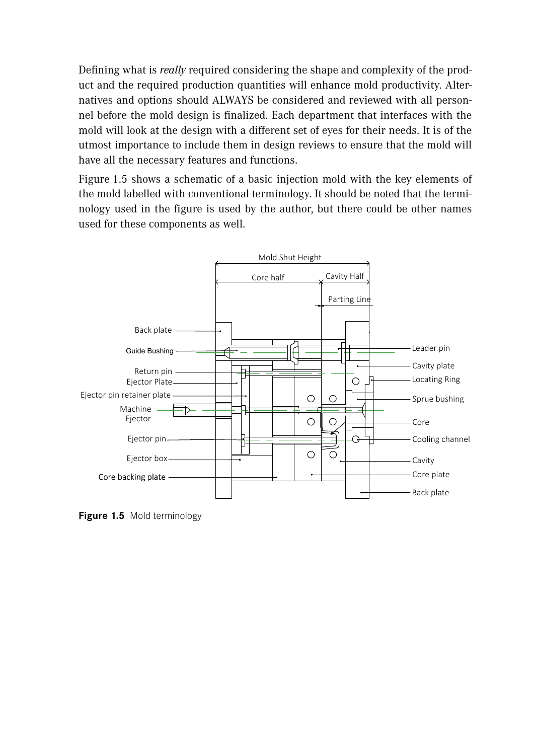Defining what is *really* required considering the shape and complexity of the product and the required production quantities will enhance mold productivity. Alternatives and options should ALWAYS be considered and reviewed with all personnel before the mold design is finalized. Each department that interfaces with the mold will look at the design with a different set of eyes for their needs. It is of the utmost importance to include them in design reviews to ensure that the mold will have all the necessary features and functions.

Figure 1.5 shows a schematic of a basic injection mold with the key elements of the mold labelled with conventional terminology. It should be noted that the terminology used in the figure is used by the author, but there could be other names used for these components as well.

Mold Shut Height

Core half | Cavity Half

Parting Line

Back plate
Guide Bushing
Return pin
Ejector Plate
Ejector pin retainer plate
Machine Ejector
Ejector pin
Ejector box
Core backing plate

Leader pin
Cavity plate
Locating Ring
Sprue bushing
Core
Cooling channel
Cavity
Core plate
Back plate

**Figure 1.5** Mold terminology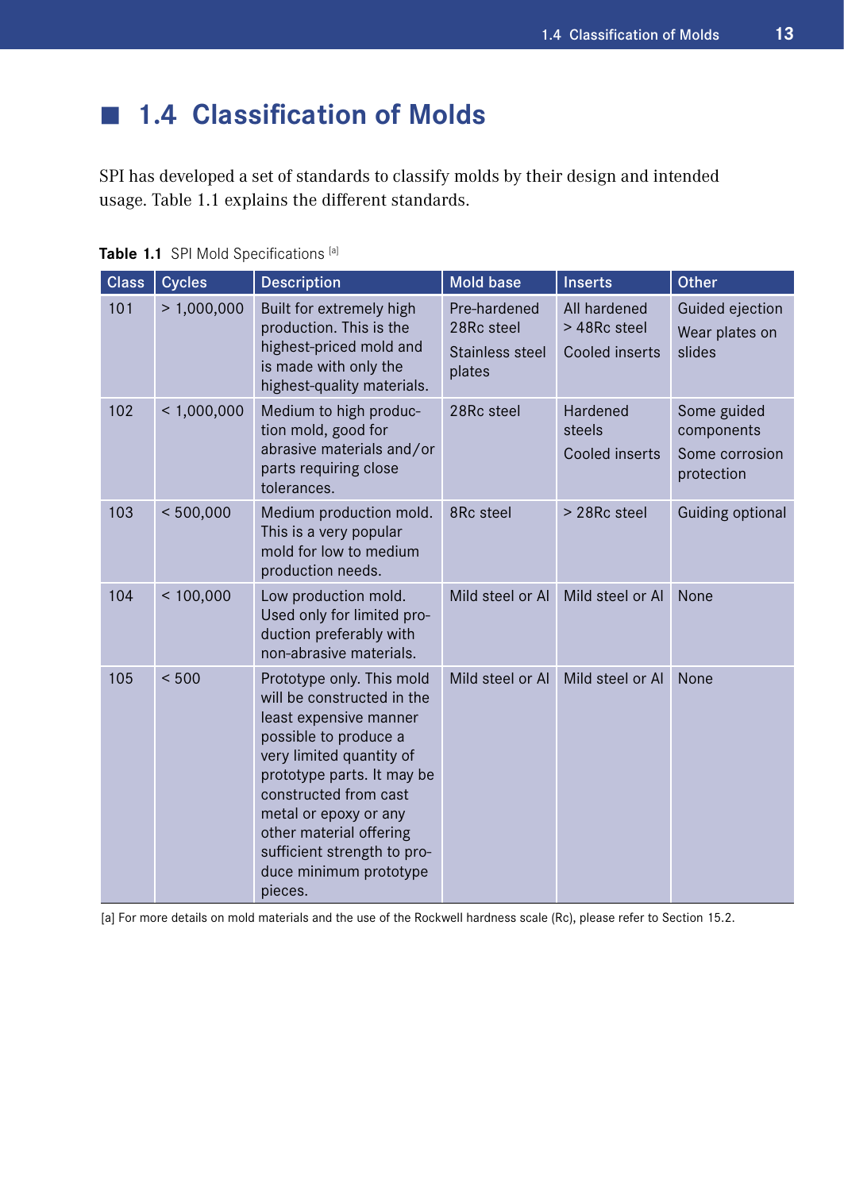## 1.4 Classification of Molds

SPI has developed a set of standards to classify molds by their design and intended usage. Table 1.1 explains the different standards.

**Table 1.1** SPI Mold Specifications [a]

| Class | Cycles | Description | Mold base | Inserts | Other |
|---|---|---|---|---|---|
| 101 | > 1,000,000 | Built for extremely high production. This is the highest-priced mold and is made with only the highest-quality materials. | Pre-hardened 28Rc steel<br>Stainless steel plates | All hardened > 48Rc steel<br>Cooled inserts | Guided ejection<br>Wear plates on slides |
| 102 | < 1,000,000 | Medium to high production mold, good for abrasive materials and/or parts requiring close tolerances. | 28Rc steel | Hardened steels<br>Cooled inserts | Some guided components<br>Some corrosion protection |
| 103 | < 500,000 | Medium production mold. This is a very popular mold for low to medium production needs. | 8Rc steel | > 28Rc steel | Guiding optional |
| 104 | < 100,000 | Low production mold. Used only for limited production preferably with non-abrasive materials. | Mild steel or Al | Mild steel or Al | None |
| 105 | < 500 | Prototype only. This mold will be constructed in the least expensive manner possible to produce a very limited quantity of prototype parts. It may be constructed from cast metal or epoxy or any other material offering sufficient strength to produce minimum prototype pieces. | Mild steel or Al | Mild steel or Al | None |

[a] For more details on mold materials and the use of the Rockwell hardness scale (Rc), please refer to Section 15.2.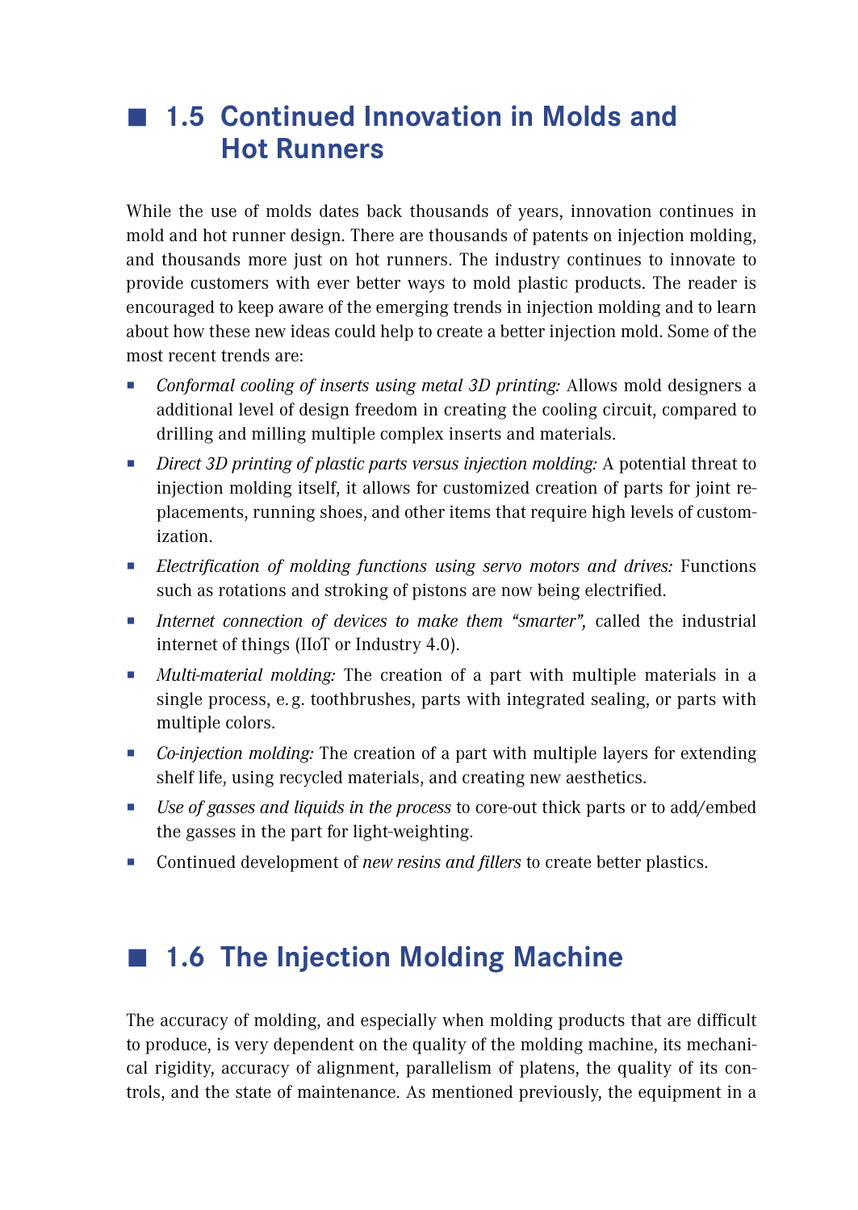## 1.5 Continued Innovation in Molds and Hot Runners

While the use of molds dates back thousands of years, innovation continues in mold and hot runner design. There are thousands of patents on injection molding, and thousands more just on hot runners. The industry continues to innovate to provide customers with ever better ways to mold plastic products. The reader is encouraged to keep aware of the emerging trends in injection molding and to learn about how these new ideas could help to create a better injection mold. Some of the most recent trends are:

- *Conformal cooling of inserts using metal 3D printing:* Allows mold designers a additional level of design freedom in creating the cooling circuit, compared to drilling and milling multiple complex inserts and materials.
- *Direct 3D printing of plastic parts versus injection molding:* A potential threat to injection molding itself, it allows for customized creation of parts for joint replacements, running shoes, and other items that require high levels of customization.
- *Electrification of molding functions using servo motors and drives:* Functions such as rotations and stroking of pistons are now being electrified.
- *Internet connection of devices to make them "smarter",* called the industrial internet of things (IIoT or Industry 4.0).
- *Multi-material molding:* The creation of a part with multiple materials in a single process, e. g. toothbrushes, parts with integrated sealing, or parts with multiple colors.
- *Co-injection molding:* The creation of a part with multiple layers for extending shelf life, using recycled materials, and creating new aesthetics.
- *Use of gasses and liquids in the process* to core-out thick parts or to add/embed the gasses in the part for light-weighting.
- Continued development of *new resins and fillers* to create better plastics.

## 1.6 The Injection Molding Machine

The accuracy of molding, and especially when molding products that are difficult to produce, is very dependent on the quality of the molding machine, its mechanical rigidity, accuracy of alignment, parallelism of platens, the quality of its controls, and the state of maintenance. As mentioned previously, the equipment in a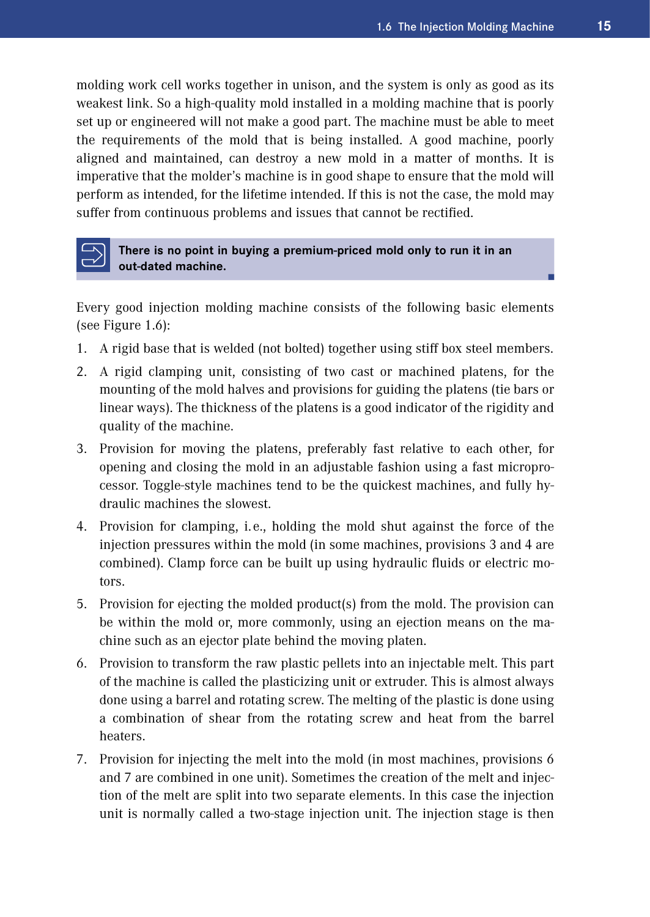molding work cell works together in unison, and the system is only as good as its weakest link. So a high-quality mold installed in a molding machine that is poorly set up or engineered will not make a good part. The machine must be able to meet the requirements of the mold that is being installed. A good machine, poorly aligned and maintained, can destroy a new mold in a matter of months. It is imperative that the molder's machine is in good shape to ensure that the mold will perform as intended, for the lifetime intended. If this is not the case, the mold may suffer from continuous problems and issues that cannot be rectified.

> **There is no point in buying a premium-priced mold only to run it in an out-dated machine.**

Every good injection molding machine consists of the following basic elements (see Figure 1.6):

1. A rigid base that is welded (not bolted) together using stiff box steel members.
2. A rigid clamping unit, consisting of two cast or machined platens, for the mounting of the mold halves and provisions for guiding the platens (tie bars or linear ways). The thickness of the platens is a good indicator of the rigidity and quality of the machine.
3. Provision for moving the platens, preferably fast relative to each other, for opening and closing the mold in an adjustable fashion using a fast microprocessor. Toggle-style machines tend to be the quickest machines, and fully hydraulic machines the slowest.
4. Provision for clamping, i.e., holding the mold shut against the force of the injection pressures within the mold (in some machines, provisions 3 and 4 are combined). Clamp force can be built up using hydraulic fluids or electric motors.
5. Provision for ejecting the molded product(s) from the mold. The provision can be within the mold or, more commonly, using an ejection means on the machine such as an ejector plate behind the moving platen.
6. Provision to transform the raw plastic pellets into an injectable melt. This part of the machine is called the plasticizing unit or extruder. This is almost always done using a barrel and rotating screw. The melting of the plastic is done using a combination of shear from the rotating screw and heat from the barrel heaters.
7. Provision for injecting the melt into the mold (in most machines, provisions 6 and 7 are combined in one unit). Sometimes the creation of the melt and injection of the melt are split into two separate elements. In this case the injection unit is normally called a two-stage injection unit. The injection stage is then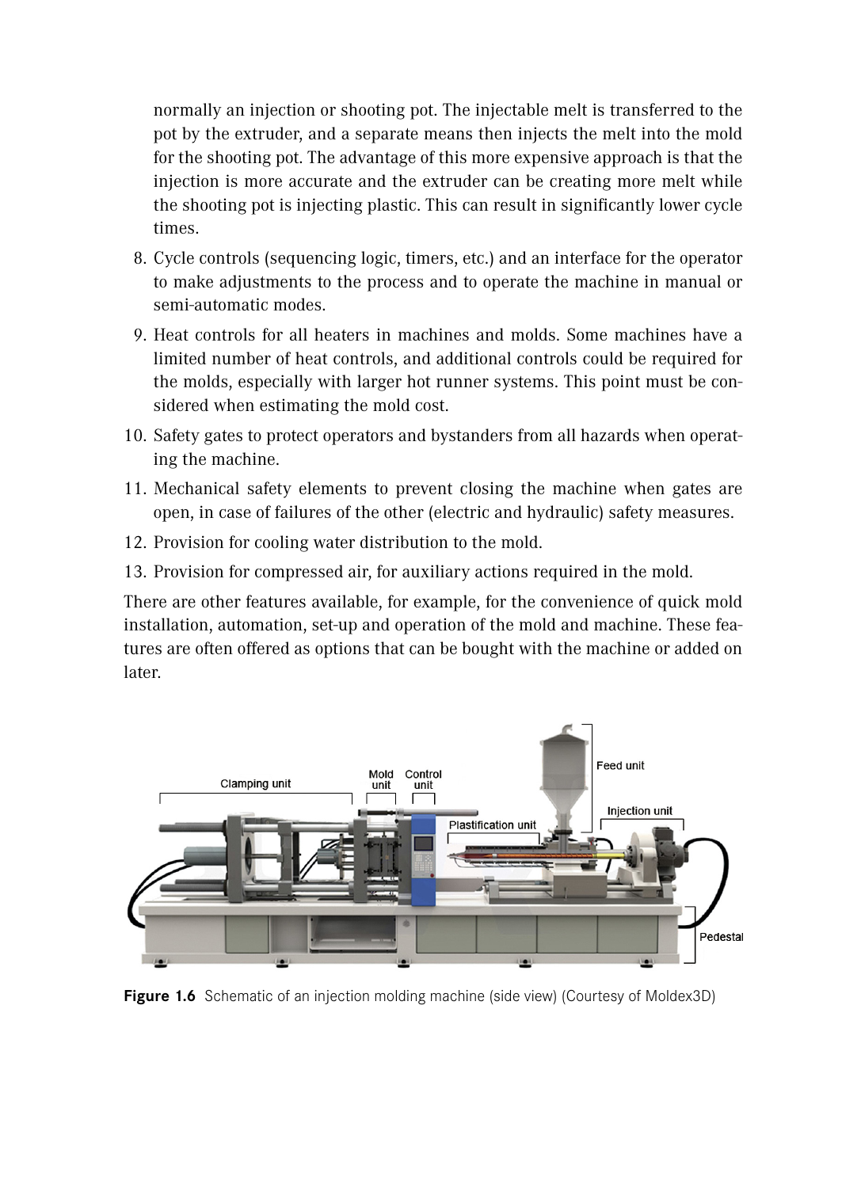normally an injection or shooting pot. The injectable melt is transferred to the pot by the extruder, and a separate means then injects the melt into the mold for the shooting pot. The advantage of this more expensive approach is that the injection is more accurate and the extruder can be creating more melt while the shooting pot is injecting plastic. This can result in significantly lower cycle times.

8. Cycle controls (sequencing logic, timers, etc.) and an interface for the operator to make adjustments to the process and to operate the machine in manual or semi-automatic modes.
9. Heat controls for all heaters in machines and molds. Some machines have a limited number of heat controls, and additional controls could be required for the molds, especially with larger hot runner systems. This point must be considered when estimating the mold cost.
10. Safety gates to protect operators and bystanders from all hazards when operating the machine.
11. Mechanical safety elements to prevent closing the machine when gates are open, in case of failures of the other (electric and hydraulic) safety measures.
12. Provision for cooling water distribution to the mold.
13. Provision for compressed air, for auxiliary actions required in the mold.

There are other features available, for example, for the convenience of quick mold installation, automation, set-up and operation of the mold and machine. These features are often offered as options that can be bought with the machine or added on later.

Clamping unit
Mold unit
Control unit
Feed unit
Injection unit
Plastification unit
Pedestal

**Figure 1.6** Schematic of an injection molding machine (side view) (Courtesy of Moldex3D)